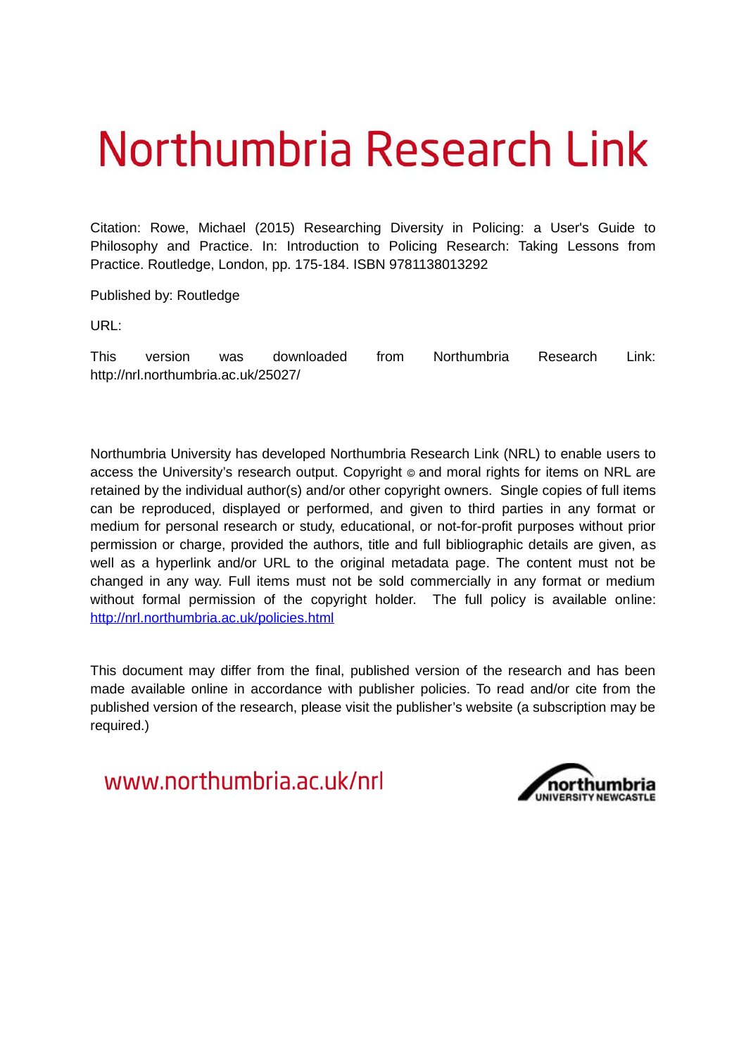# Northumbria Research Link

Citation: Rowe, Michael (2015) Researching Diversity in Policing: a User's Guide to Philosophy and Practice. In: Introduction to Policing Research: Taking Lessons from Practice. Routledge, London, pp. 175-184. ISBN 9781138013292

Published by: Routledge

URL:

This version was downloaded from Northumbria Research Link: http://nrl.northumbria.ac.uk/25027/

Northumbria University has developed Northumbria Research Link (NRL) to enable users to access the University's research output. Copyright © and moral rights for items on NRL are retained by the individual author(s) and/or other copyright owners. Single copies of full items can be reproduced, displayed or performed, and given to third parties in any format or medium for personal research or study, educational, or not-for-profit purposes without prior permission or charge, provided the authors, title and full bibliographic details are given, as well as a hyperlink and/or URL to the original metadata page. The content must not be changed in any way. Full items must not be sold commercially in any format or medium without formal permission of the copyright holder. The full policy is available online: http://nrl.northumbria.ac.uk/policies.html

This document may differ from the final, published version of the research and has been made available online in accordance with publisher policies. To read and/or cite from the published version of the research, please visit the publisher's website (a subscription may be required.)

www.northumbria.ac.uk/nrl

northumbria UNIVERSITY NEWCASTLE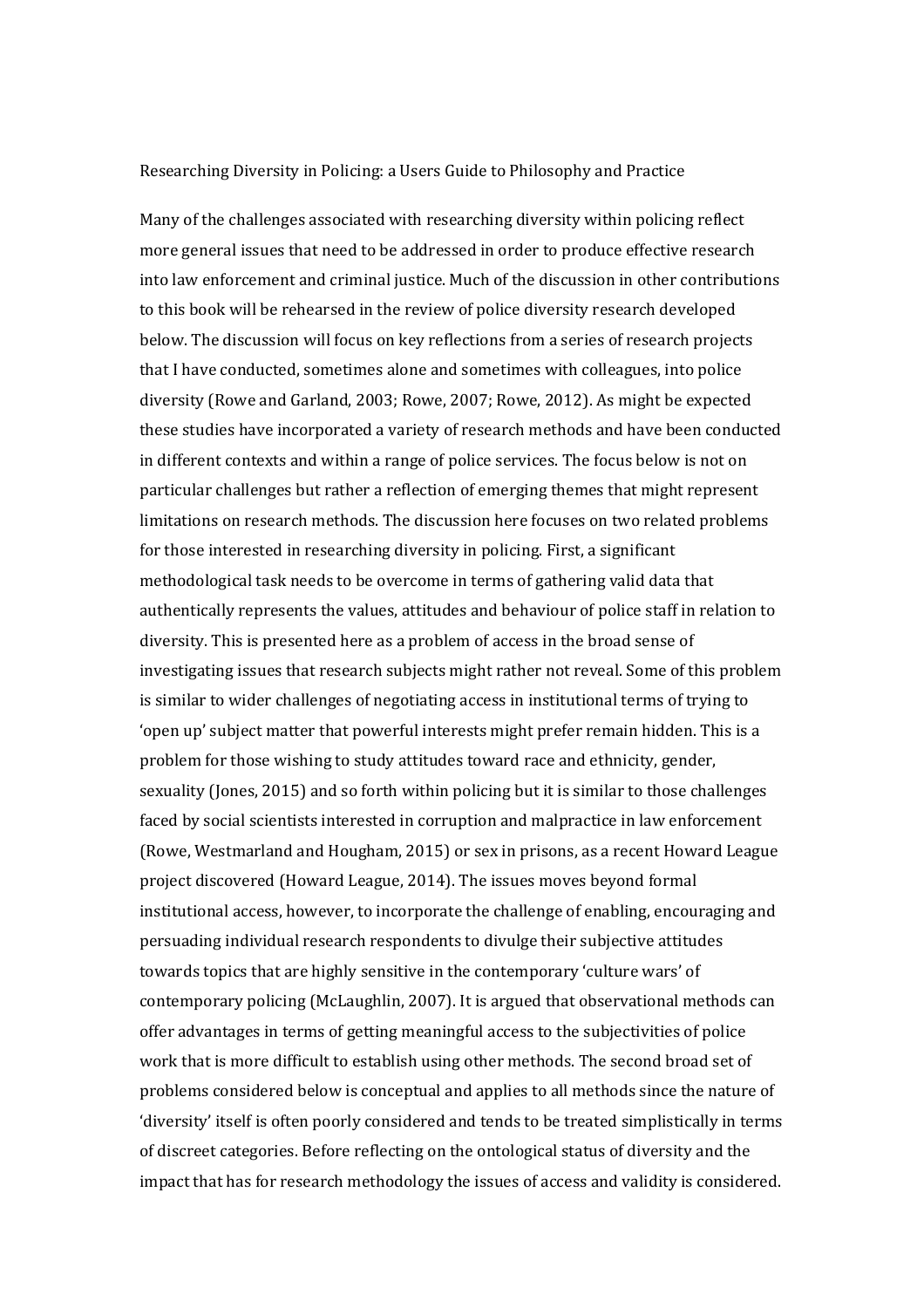# Researching Diversity in Policing: a Users Guide to Philosophy and Practice

Many of the challenges associated with researching diversity within policing reflect more general issues that need to be addressed in order to produce effective research into law enforcement and criminal justice. Much of the discussion in other contributions to this book will be rehearsed in the review of police diversity research developed below. The discussion will focus on key reflections from a series of research projects that I have conducted, sometimes alone and sometimes with colleagues, into police diversity (Rowe and Garland, 2003; Rowe, 2007; Rowe, 2012). As might be expected these studies have incorporated a variety of research methods and have been conducted in different contexts and within a range of police services. The focus below is not on particular challenges but rather a reflection of emerging themes that might represent limitations on research methods. The discussion here focuses on two related problems for those interested in researching diversity in policing. First, a significant methodological task needs to be overcome in terms of gathering valid data that authentically represents the values, attitudes and behaviour of police staff in relation to diversity. This is presented here as a problem of access in the broad sense of investigating issues that research subjects might rather not reveal. Some of this problem is similar to wider challenges of negotiating access in institutional terms of trying to 'open up' subject matter that powerful interests might prefer remain hidden. This is a problem for those wishing to study attitudes toward race and ethnicity, gender, sexuality (Jones, 2015) and so forth within policing but it is similar to those challenges faced by social scientists interested in corruption and malpractice in law enforcement (Rowe, Westmarland and Hougham, 2015) or sex in prisons, as a recent Howard League project discovered (Howard League, 2014). The issues moves beyond formal institutional access, however, to incorporate the challenge of enabling, encouraging and persuading individual research respondents to divulge their subjective attitudes towards topics that are highly sensitive in the contemporary 'culture wars' of contemporary policing (McLaughlin, 2007). It is argued that observational methods can offer advantages in terms of getting meaningful access to the subjectivities of police work that is more difficult to establish using other methods. The second broad set of problems considered below is conceptual and applies to all methods since the nature of 'diversity' itself is often poorly considered and tends to be treated simplistically in terms of discreet categories. Before reflecting on the ontological status of diversity and the impact that has for research methodology the issues of access and validity is considered.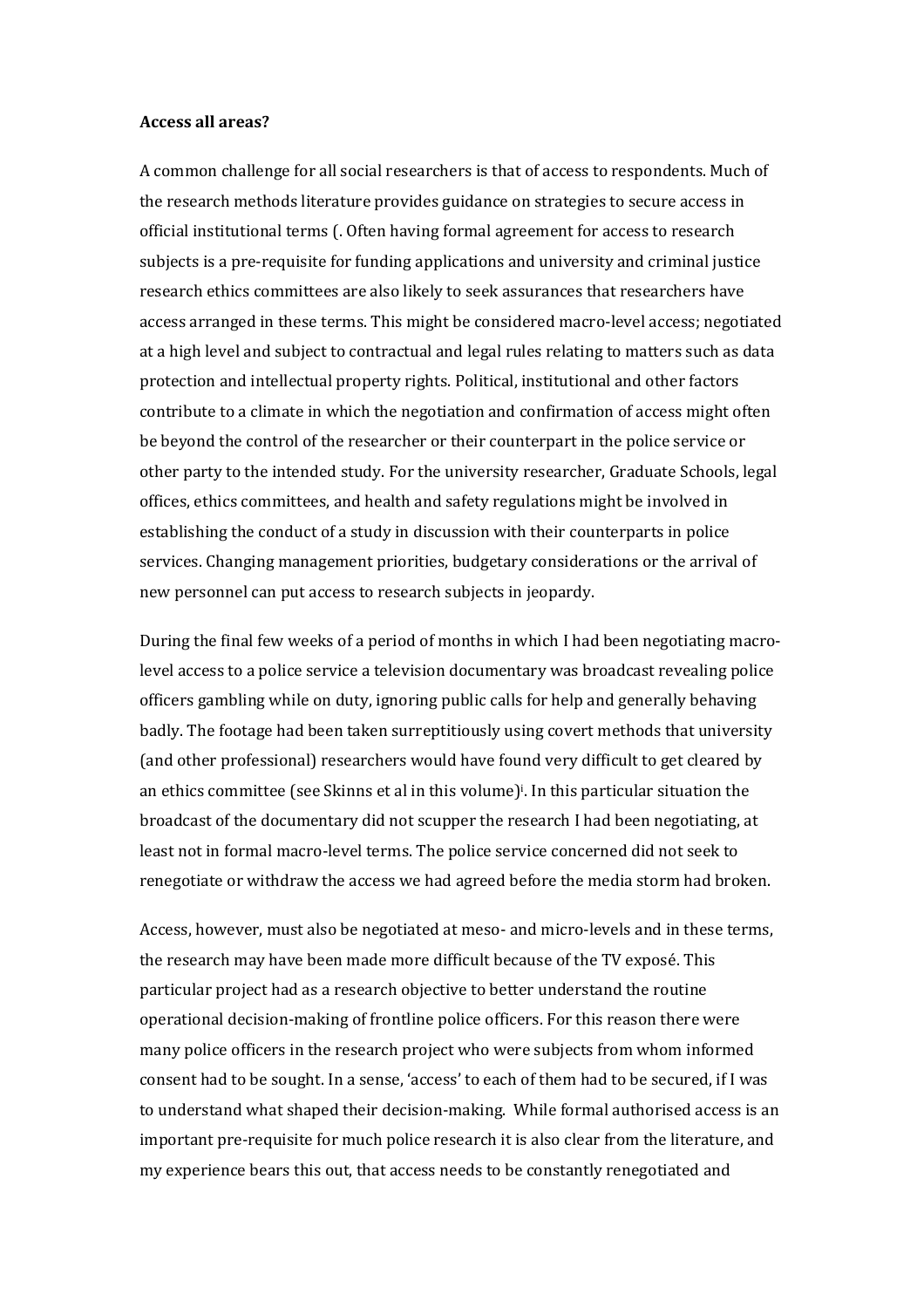**Access all areas?**

A common challenge for all social researchers is that of access to respondents. Much of the research methods literature provides guidance on strategies to secure access in official institutional terms (. Often having formal agreement for access to research subjects is a pre-requisite for funding applications and university and criminal justice research ethics committees are also likely to seek assurances that researchers have access arranged in these terms. This might be considered macro-level access; negotiated at a high level and subject to contractual and legal rules relating to matters such as data protection and intellectual property rights. Political, institutional and other factors contribute to a climate in which the negotiation and confirmation of access might often be beyond the control of the researcher or their counterpart in the police service or other party to the intended study. For the university researcher, Graduate Schools, legal offices, ethics committees, and health and safety regulations might be involved in establishing the conduct of a study in discussion with their counterparts in police services. Changing management priorities, budgetary considerations or the arrival of new personnel can put access to research subjects in jeopardy.

During the final few weeks of a period of months in which I had been negotiating macro-level access to a police service a television documentary was broadcast revealing police officers gambling while on duty, ignoring public calls for help and generally behaving badly. The footage had been taken surreptitiously using covert methods that university (and other professional) researchers would have found very difficult to get cleared by an ethics committee (see Skinns et al in this volume)[i]. In this particular situation the broadcast of the documentary did not scupper the research I had been negotiating, at least not in formal macro-level terms. The police service concerned did not seek to renegotiate or withdraw the access we had agreed before the media storm had broken.

Access, however, must also be negotiated at meso- and micro-levels and in these terms, the research may have been made more difficult because of the TV exposé. This particular project had as a research objective to better understand the routine operational decision-making of frontline police officers. For this reason there were many police officers in the research project who were subjects from whom informed consent had to be sought. In a sense, 'access' to each of them had to be secured, if I was to understand what shaped their decision-making. While formal authorised access is an important pre-requisite for much police research it is also clear from the literature, and my experience bears this out, that access needs to be constantly renegotiated and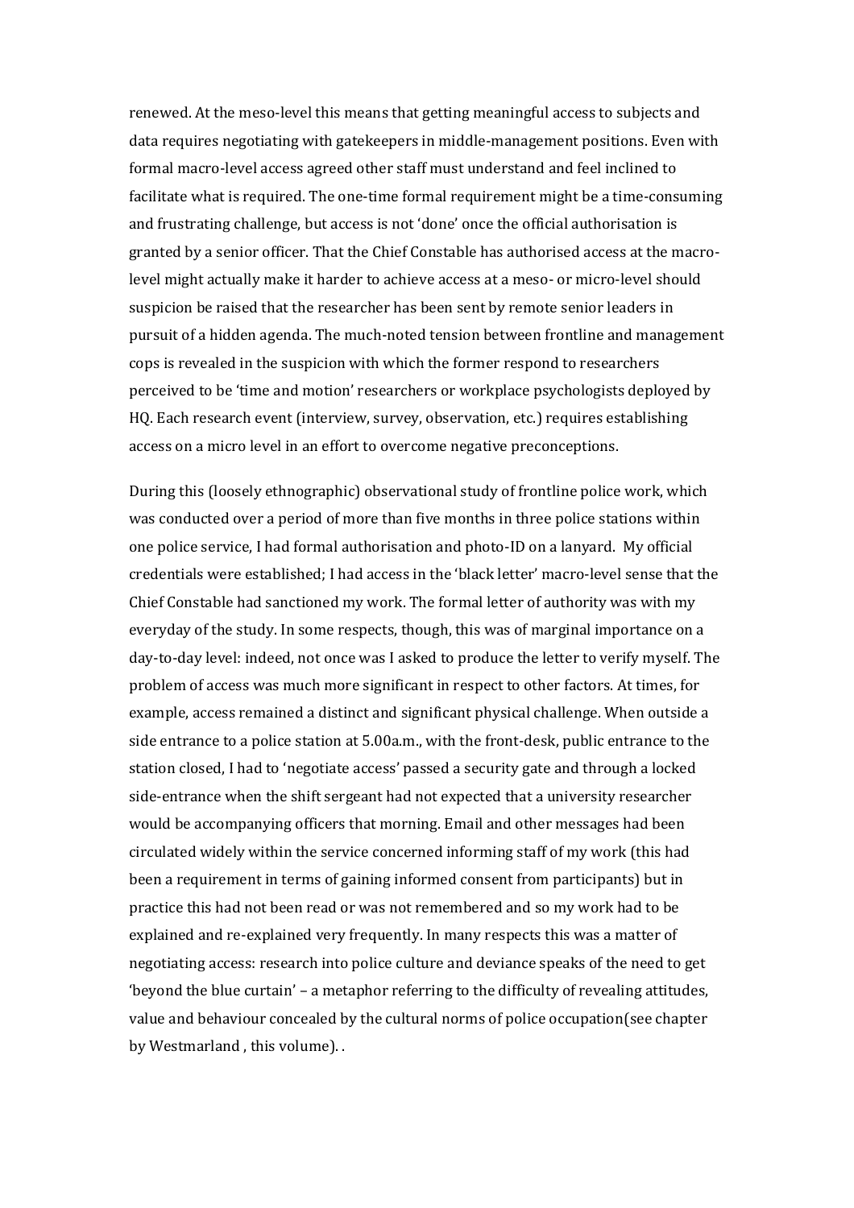renewed. At the meso-level this means that getting meaningful access to subjects and data requires negotiating with gatekeepers in middle-management positions. Even with formal macro-level access agreed other staff must understand and feel inclined to facilitate what is required. The one-time formal requirement might be a time-consuming and frustrating challenge, but access is not 'done' once the official authorisation is granted by a senior officer. That the Chief Constable has authorised access at the macro-level might actually make it harder to achieve access at a meso- or micro-level should suspicion be raised that the researcher has been sent by remote senior leaders in pursuit of a hidden agenda. The much-noted tension between frontline and management cops is revealed in the suspicion with which the former respond to researchers perceived to be 'time and motion' researchers or workplace psychologists deployed by HQ. Each research event (interview, survey, observation, etc.) requires establishing access on a micro level in an effort to overcome negative preconceptions.

During this (loosely ethnographic) observational study of frontline police work, which was conducted over a period of more than five months in three police stations within one police service, I had formal authorisation and photo-ID on a lanyard. My official credentials were established; I had access in the 'black letter' macro-level sense that the Chief Constable had sanctioned my work. The formal letter of authority was with my everyday of the study. In some respects, though, this was of marginal importance on a day-to-day level: indeed, not once was I asked to produce the letter to verify myself. The problem of access was much more significant in respect to other factors. At times, for example, access remained a distinct and significant physical challenge. When outside a side entrance to a police station at 5.00a.m., with the front-desk, public entrance to the station closed, I had to 'negotiate access' passed a security gate and through a locked side-entrance when the shift sergeant had not expected that a university researcher would be accompanying officers that morning. Email and other messages had been circulated widely within the service concerned informing staff of my work (this had been a requirement in terms of gaining informed consent from participants) but in practice this had not been read or was not remembered and so my work had to be explained and re-explained very frequently. In many respects this was a matter of negotiating access: research into police culture and deviance speaks of the need to get 'beyond the blue curtain' – a metaphor referring to the difficulty of revealing attitudes, value and behaviour concealed by the cultural norms of police occupation(see chapter by Westmarland , this volume). .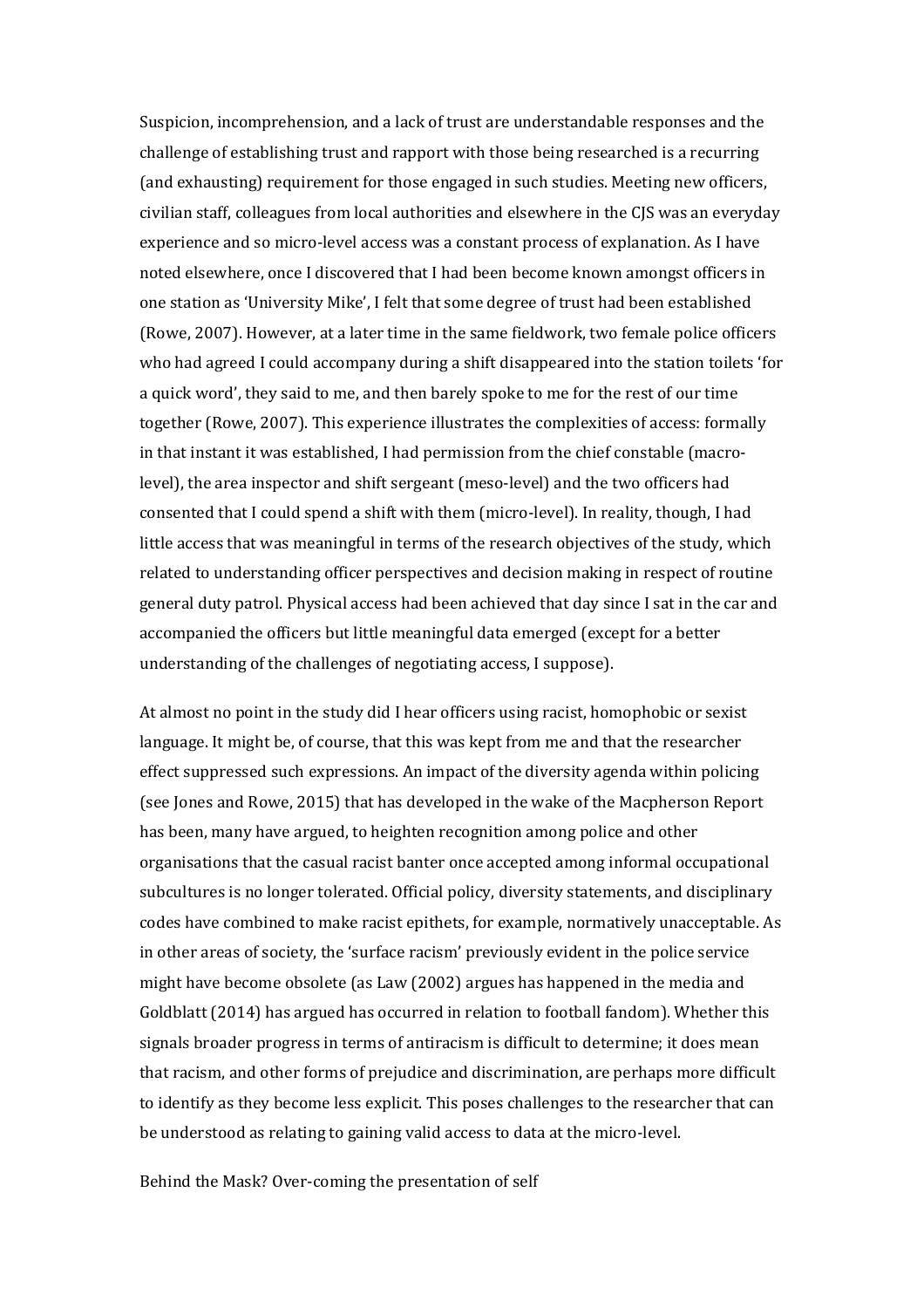Suspicion, incomprehension, and a lack of trust are understandable responses and the challenge of establishing trust and rapport with those being researched is a recurring (and exhausting) requirement for those engaged in such studies. Meeting new officers, civilian staff, colleagues from local authorities and elsewhere in the CJS was an everyday experience and so micro-level access was a constant process of explanation. As I have noted elsewhere, once I discovered that I had been become known amongst officers in one station as 'University Mike', I felt that some degree of trust had been established (Rowe, 2007). However, at a later time in the same fieldwork, two female police officers who had agreed I could accompany during a shift disappeared into the station toilets 'for a quick word', they said to me, and then barely spoke to me for the rest of our time together (Rowe, 2007). This experience illustrates the complexities of access: formally in that instant it was established, I had permission from the chief constable (macro-level), the area inspector and shift sergeant (meso-level) and the two officers had consented that I could spend a shift with them (micro-level). In reality, though, I had little access that was meaningful in terms of the research objectives of the study, which related to understanding officer perspectives and decision making in respect of routine general duty patrol. Physical access had been achieved that day since I sat in the car and accompanied the officers but little meaningful data emerged (except for a better understanding of the challenges of negotiating access, I suppose).

At almost no point in the study did I hear officers using racist, homophobic or sexist language. It might be, of course, that this was kept from me and that the researcher effect suppressed such expressions. An impact of the diversity agenda within policing (see Jones and Rowe, 2015) that has developed in the wake of the Macpherson Report has been, many have argued, to heighten recognition among police and other organisations that the casual racist banter once accepted among informal occupational subcultures is no longer tolerated. Official policy, diversity statements, and disciplinary codes have combined to make racist epithets, for example, normatively unacceptable. As in other areas of society, the 'surface racism' previously evident in the police service might have become obsolete (as Law (2002) argues has happened in the media and Goldblatt (2014) has argued has occurred in relation to football fandom). Whether this signals broader progress in terms of antiracism is difficult to determine; it does mean that racism, and other forms of prejudice and discrimination, are perhaps more difficult to identify as they become less explicit. This poses challenges to the researcher that can be understood as relating to gaining valid access to data at the micro-level.

## Behind the Mask? Over-coming the presentation of self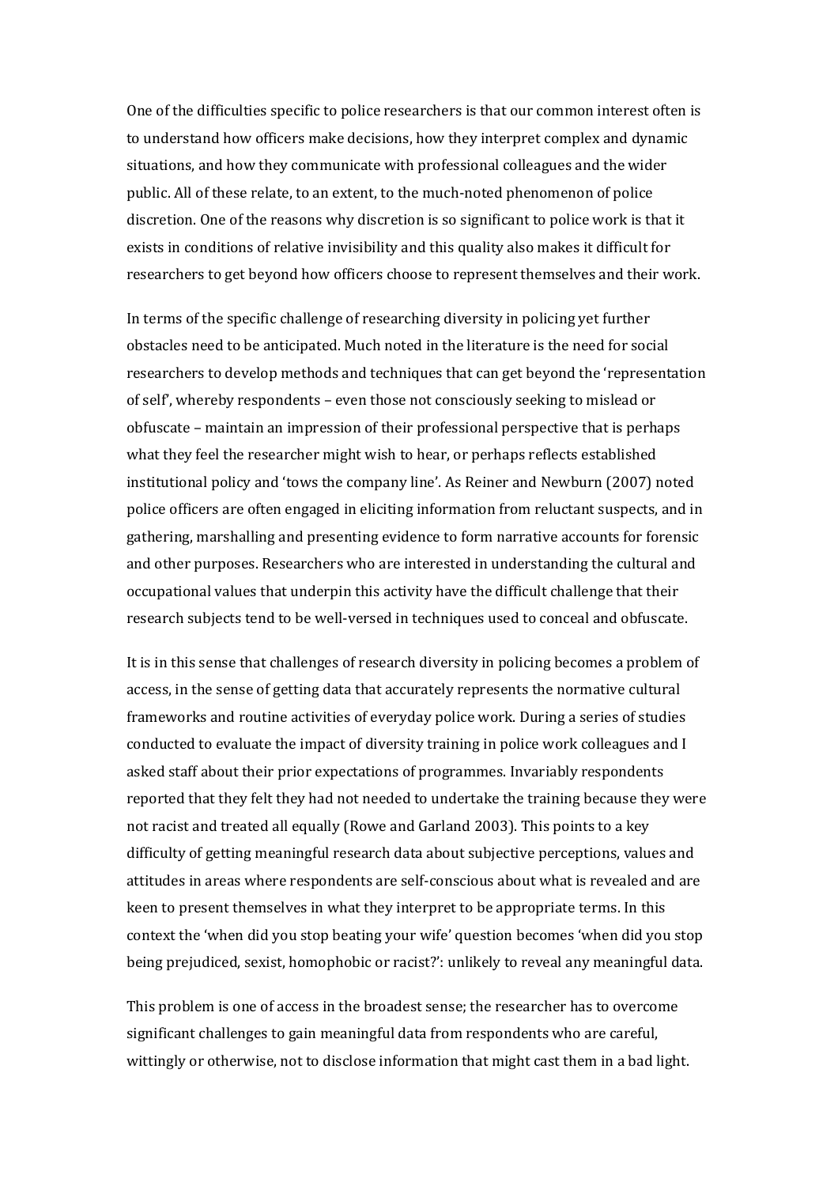One of the difficulties specific to police researchers is that our common interest often is to understand how officers make decisions, how they interpret complex and dynamic situations, and how they communicate with professional colleagues and the wider public. All of these relate, to an extent, to the much-noted phenomenon of police discretion. One of the reasons why discretion is so significant to police work is that it exists in conditions of relative invisibility and this quality also makes it difficult for researchers to get beyond how officers choose to represent themselves and their work.

In terms of the specific challenge of researching diversity in policing yet further obstacles need to be anticipated. Much noted in the literature is the need for social researchers to develop methods and techniques that can get beyond the 'representation of self', whereby respondents – even those not consciously seeking to mislead or obfuscate – maintain an impression of their professional perspective that is perhaps what they feel the researcher might wish to hear, or perhaps reflects established institutional policy and 'tows the company line'. As Reiner and Newburn (2007) noted police officers are often engaged in eliciting information from reluctant suspects, and in gathering, marshalling and presenting evidence to form narrative accounts for forensic and other purposes. Researchers who are interested in understanding the cultural and occupational values that underpin this activity have the difficult challenge that their research subjects tend to be well-versed in techniques used to conceal and obfuscate.

It is in this sense that challenges of research diversity in policing becomes a problem of access, in the sense of getting data that accurately represents the normative cultural frameworks and routine activities of everyday police work. During a series of studies conducted to evaluate the impact of diversity training in police work colleagues and I asked staff about their prior expectations of programmes. Invariably respondents reported that they felt they had not needed to undertake the training because they were not racist and treated all equally (Rowe and Garland 2003). This points to a key difficulty of getting meaningful research data about subjective perceptions, values and attitudes in areas where respondents are self-conscious about what is revealed and are keen to present themselves in what they interpret to be appropriate terms. In this context the 'when did you stop beating your wife' question becomes 'when did you stop being prejudiced, sexist, homophobic or racist?': unlikely to reveal any meaningful data.

This problem is one of access in the broadest sense; the researcher has to overcome significant challenges to gain meaningful data from respondents who are careful, wittingly or otherwise, not to disclose information that might cast them in a bad light.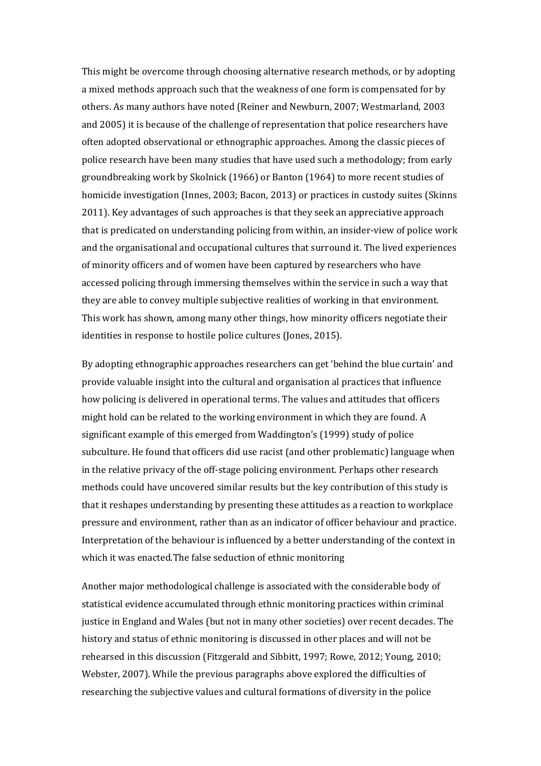This might be overcome through choosing alternative research methods, or by adopting a mixed methods approach such that the weakness of one form is compensated for by others. As many authors have noted (Reiner and Newburn, 2007; Westmarland, 2003 and 2005) it is because of the challenge of representation that police researchers have often adopted observational or ethnographic approaches. Among the classic pieces of police research have been many studies that have used such a methodology; from early groundbreaking work by Skolnick (1966) or Banton (1964) to more recent studies of homicide investigation (Innes, 2003; Bacon, 2013) or practices in custody suites (Skinns 2011). Key advantages of such approaches is that they seek an appreciative approach that is predicated on understanding policing from within, an insider-view of police work and the organisational and occupational cultures that surround it. The lived experiences of minority officers and of women have been captured by researchers who have accessed policing through immersing themselves within the service in such a way that they are able to convey multiple subjective realities of working in that environment. This work has shown, among many other things, how minority officers negotiate their identities in response to hostile police cultures (Jones, 2015).

By adopting ethnographic approaches researchers can get 'behind the blue curtain' and provide valuable insight into the cultural and organisation al practices that influence how policing is delivered in operational terms. The values and attitudes that officers might hold can be related to the working environment in which they are found. A significant example of this emerged from Waddington's (1999) study of police subculture. He found that officers did use racist (and other problematic) language when in the relative privacy of the off-stage policing environment. Perhaps other research methods could have uncovered similar results but the key contribution of this study is that it reshapes understanding by presenting these attitudes as a reaction to workplace pressure and environment, rather than as an indicator of officer behaviour and practice. Interpretation of the behaviour is influenced by a better understanding of the context in which it was enacted.

## The false seduction of ethnic monitoring

Another major methodological challenge is associated with the considerable body of statistical evidence accumulated through ethnic monitoring practices within criminal justice in England and Wales (but not in many other societies) over recent decades. The history and status of ethnic monitoring is discussed in other places and will not be rehearsed in this discussion (Fitzgerald and Sibbitt, 1997; Rowe, 2012; Young, 2010; Webster, 2007). While the previous paragraphs above explored the difficulties of researching the subjective values and cultural formations of diversity in the police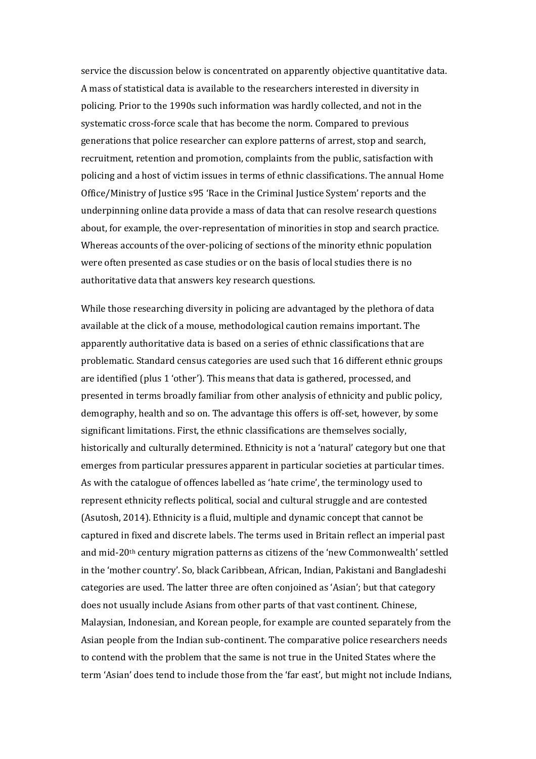service the discussion below is concentrated on apparently objective quantitative data. A mass of statistical data is available to the researchers interested in diversity in policing. Prior to the 1990s such information was hardly collected, and not in the systematic cross-force scale that has become the norm. Compared to previous generations that police researcher can explore patterns of arrest, stop and search, recruitment, retention and promotion, complaints from the public, satisfaction with policing and a host of victim issues in terms of ethnic classifications. The annual Home Office/Ministry of Justice s95 'Race in the Criminal Justice System' reports and the underpinning online data provide a mass of data that can resolve research questions about, for example, the over-representation of minorities in stop and search practice. Whereas accounts of the over-policing of sections of the minority ethnic population were often presented as case studies or on the basis of local studies there is no authoritative data that answers key research questions.

While those researching diversity in policing are advantaged by the plethora of data available at the click of a mouse, methodological caution remains important. The apparently authoritative data is based on a series of ethnic classifications that are problematic. Standard census categories are used such that 16 different ethnic groups are identified (plus 1 'other'). This means that data is gathered, processed, and presented in terms broadly familiar from other analysis of ethnicity and public policy, demography, health and so on. The advantage this offers is off-set, however, by some significant limitations. First, the ethnic classifications are themselves socially, historically and culturally determined. Ethnicity is not a 'natural' category but one that emerges from particular pressures apparent in particular societies at particular times. As with the catalogue of offences labelled as 'hate crime', the terminology used to represent ethnicity reflects political, social and cultural struggle and are contested (Asutosh, 2014). Ethnicity is a fluid, multiple and dynamic concept that cannot be captured in fixed and discrete labels. The terms used in Britain reflect an imperial past and mid-20th century migration patterns as citizens of the 'new Commonwealth' settled in the 'mother country'. So, black Caribbean, African, Indian, Pakistani and Bangladeshi categories are used. The latter three are often conjoined as 'Asian'; but that category does not usually include Asians from other parts of that vast continent. Chinese, Malaysian, Indonesian, and Korean people, for example are counted separately from the Asian people from the Indian sub-continent. The comparative police researchers needs to contend with the problem that the same is not true in the United States where the term 'Asian' does tend to include those from the 'far east', but might not include Indians,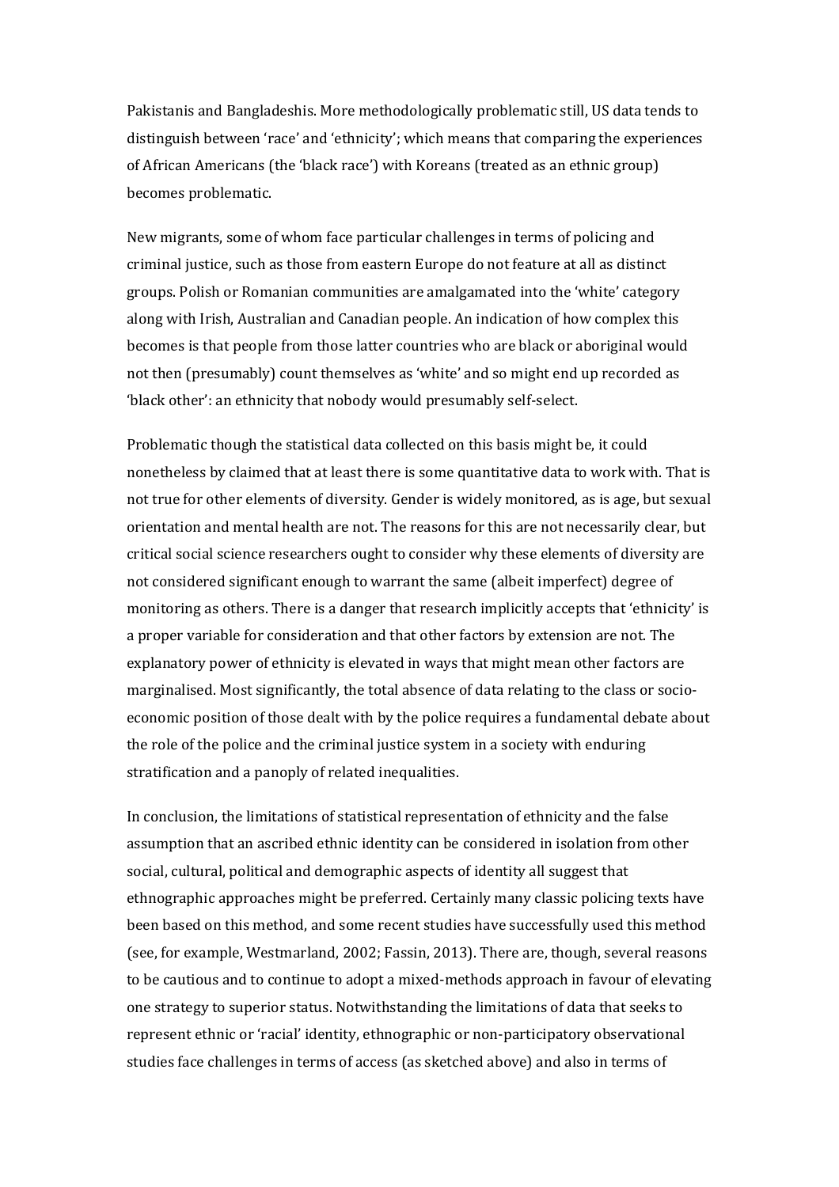Pakistanis and Bangladeshis. More methodologically problematic still, US data tends to distinguish between 'race' and 'ethnicity'; which means that comparing the experiences of African Americans (the 'black race') with Koreans (treated as an ethnic group) becomes problematic.

New migrants, some of whom face particular challenges in terms of policing and criminal justice, such as those from eastern Europe do not feature at all as distinct groups. Polish or Romanian communities are amalgamated into the 'white' category along with Irish, Australian and Canadian people. An indication of how complex this becomes is that people from those latter countries who are black or aboriginal would not then (presumably) count themselves as 'white' and so might end up recorded as 'black other': an ethnicity that nobody would presumably self-select.

Problematic though the statistical data collected on this basis might be, it could nonetheless by claimed that at least there is some quantitative data to work with. That is not true for other elements of diversity. Gender is widely monitored, as is age, but sexual orientation and mental health are not. The reasons for this are not necessarily clear, but critical social science researchers ought to consider why these elements of diversity are not considered significant enough to warrant the same (albeit imperfect) degree of monitoring as others. There is a danger that research implicitly accepts that 'ethnicity' is a proper variable for consideration and that other factors by extension are not. The explanatory power of ethnicity is elevated in ways that might mean other factors are marginalised. Most significantly, the total absence of data relating to the class or socio-economic position of those dealt with by the police requires a fundamental debate about the role of the police and the criminal justice system in a society with enduring stratification and a panoply of related inequalities.

In conclusion, the limitations of statistical representation of ethnicity and the false assumption that an ascribed ethnic identity can be considered in isolation from other social, cultural, political and demographic aspects of identity all suggest that ethnographic approaches might be preferred. Certainly many classic policing texts have been based on this method, and some recent studies have successfully used this method (see, for example, Westmarland, 2002; Fassin, 2013). There are, though, several reasons to be cautious and to continue to adopt a mixed-methods approach in favour of elevating one strategy to superior status. Notwithstanding the limitations of data that seeks to represent ethnic or 'racial' identity, ethnographic or non-participatory observational studies face challenges in terms of access (as sketched above) and also in terms of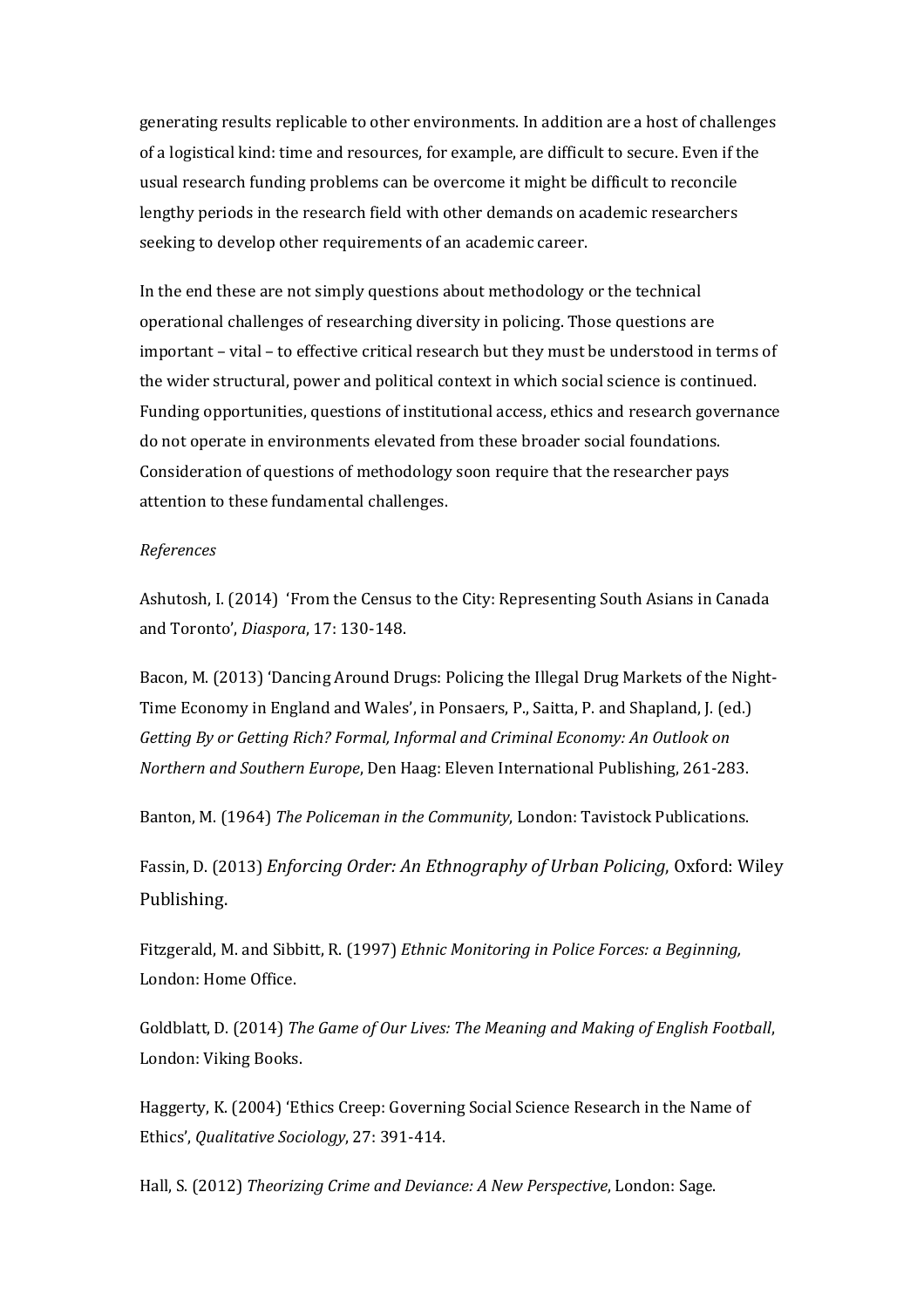generating results replicable to other environments. In addition are a host of challenges of a logistical kind: time and resources, for example, are difficult to secure. Even if the usual research funding problems can be overcome it might be difficult to reconcile lengthy periods in the research field with other demands on academic researchers seeking to develop other requirements of an academic career.

In the end these are not simply questions about methodology or the technical operational challenges of researching diversity in policing. Those questions are important – vital – to effective critical research but they must be understood in terms of the wider structural, power and political context in which social science is continued. Funding opportunities, questions of institutional access, ethics and research governance do not operate in environments elevated from these broader social foundations. Consideration of questions of methodology soon require that the researcher pays attention to these fundamental challenges.

*References*

Ashutosh, I. (2014) 'From the Census to the City: Representing South Asians in Canada and Toronto', *Diaspora*, 17: 130-148.

Bacon, M. (2013) 'Dancing Around Drugs: Policing the Illegal Drug Markets of the Night-Time Economy in England and Wales', in Ponsaers, P., Saitta, P. and Shapland, J. (ed.) *Getting By or Getting Rich? Formal, Informal and Criminal Economy: An Outlook on Northern and Southern Europe*, Den Haag: Eleven International Publishing, 261-283.

Banton, M. (1964) *The Policeman in the Community*, London: Tavistock Publications.

Fassin, D. (2013) *Enforcing Order: An Ethnography of Urban Policing*, Oxford: Wiley Publishing.

Fitzgerald, M. and Sibbitt, R. (1997) *Ethnic Monitoring in Police Forces: a Beginning,* London: Home Office.

Goldblatt, D. (2014) *The Game of Our Lives: The Meaning and Making of English Football*, London: Viking Books.

Haggerty, K. (2004) 'Ethics Creep: Governing Social Science Research in the Name of Ethics', *Qualitative Sociology*, 27: 391-414.

Hall, S. (2012) *Theorizing Crime and Deviance: A New Perspective*, London: Sage.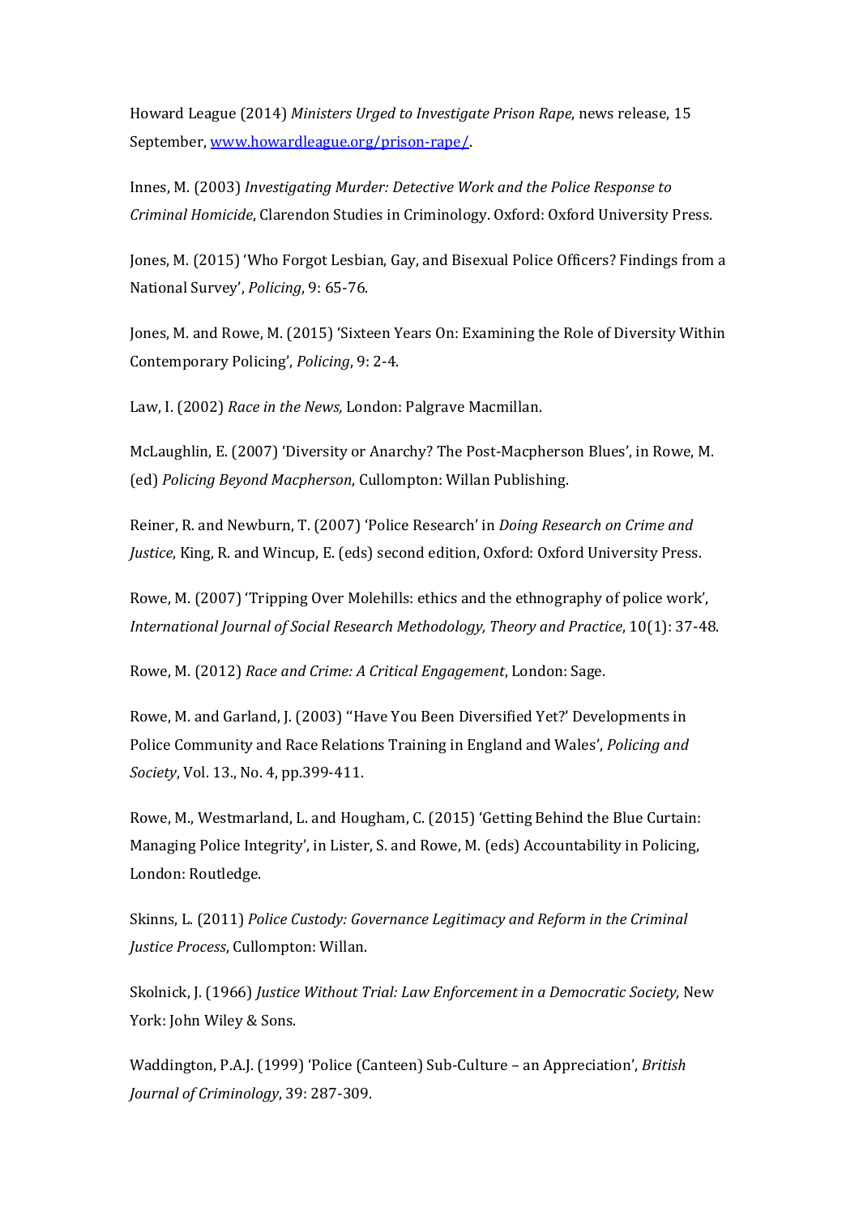Howard League (2014) *Ministers Urged to Investigate Prison Rape*, news release, 15 September, [www.howardleague.org/prison-rape/](www.howardleague.org/prison-rape/).

Innes, M. (2003) *Investigating Murder: Detective Work and the Police Response to Criminal Homicide*, Clarendon Studies in Criminology. Oxford: Oxford University Press.

Jones, M. (2015) 'Who Forgot Lesbian, Gay, and Bisexual Police Officers? Findings from a National Survey', *Policing*, 9: 65-76.

Jones, M. and Rowe, M. (2015) 'Sixteen Years On: Examining the Role of Diversity Within Contemporary Policing', *Policing*, 9: 2-4.

Law, I. (2002) *Race in the News,* London: Palgrave Macmillan.

McLaughlin, E. (2007) 'Diversity or Anarchy? The Post-Macpherson Blues', in Rowe, M. (ed) *Policing Beyond Macpherson*, Cullompton: Willan Publishing.

Reiner, R. and Newburn, T. (2007) 'Police Research' in *Doing Research on Crime and Justice*, King, R. and Wincup, E. (eds) second edition, Oxford: Oxford University Press.

Rowe, M. (2007) 'Tripping Over Molehills: ethics and the ethnography of police work', *International Journal of Social Research Methodology, Theory and Practice*, 10(1): 37-48.

Rowe, M. (2012) *Race and Crime: A Critical Engagement*, London: Sage.

Rowe, M. and Garland, J. (2003) ''Have You Been Diversified Yet?' Developments in Police Community and Race Relations Training in England and Wales', *Policing and Society*, Vol. 13., No. 4, pp.399-411.

Rowe, M., Westmarland, L. and Hougham, C. (2015) 'Getting Behind the Blue Curtain: Managing Police Integrity', in Lister, S. and Rowe, M. (eds) Accountability in Policing, London: Routledge.

Skinns, L. (2011) *Police Custody: Governance Legitimacy and Reform in the Criminal Justice Process*, Cullompton: Willan.

Skolnick, J. (1966) *Justice Without Trial: Law Enforcement in a Democratic Society*, New York: John Wiley & Sons.

Waddington, P.A.J. (1999) 'Police (Canteen) Sub-Culture – an Appreciation', *British Journal of Criminology*, 39: 287-309.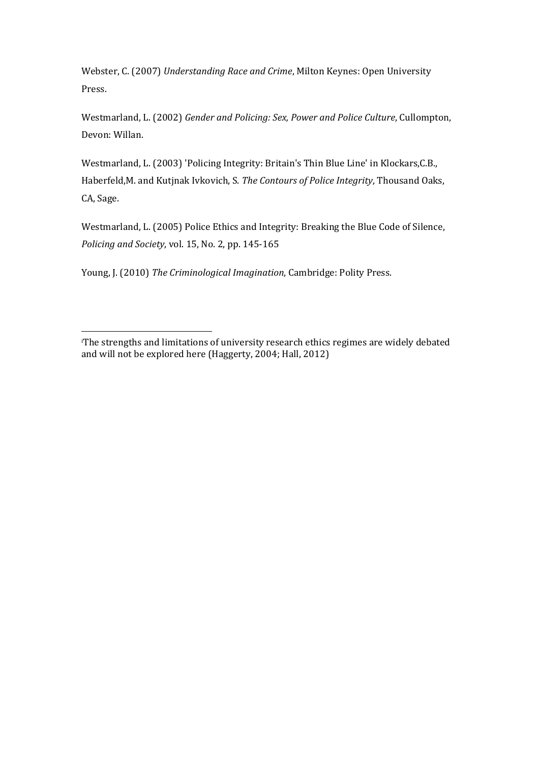Webster, C. (2007) *Understanding Race and Crime*, Milton Keynes: Open University Press.

Westmarland, L. (2002) *Gender and Policing: Sex, Power and Police Culture*, Cullompton, Devon: Willan.

Westmarland, L. (2003) 'Policing Integrity: Britain's Thin Blue Line' in Klockars,C.B., Haberfeld,M. and Kutjnak Ivkovich, S. *The Contours of Police Integrity*, Thousand Oaks, CA, Sage.

Westmarland, L. (2005) Police Ethics and Integrity: Breaking the Blue Code of Silence, *Policing and Society*, vol. 15, No. 2, pp. 145-165

Young, J. (2010) *The Criminological Imagination*, Cambridge: Polity Press.

---

[i] The strengths and limitations of university research ethics regimes are widely debated and will not be explored here (Haggerty, 2004; Hall, 2012)